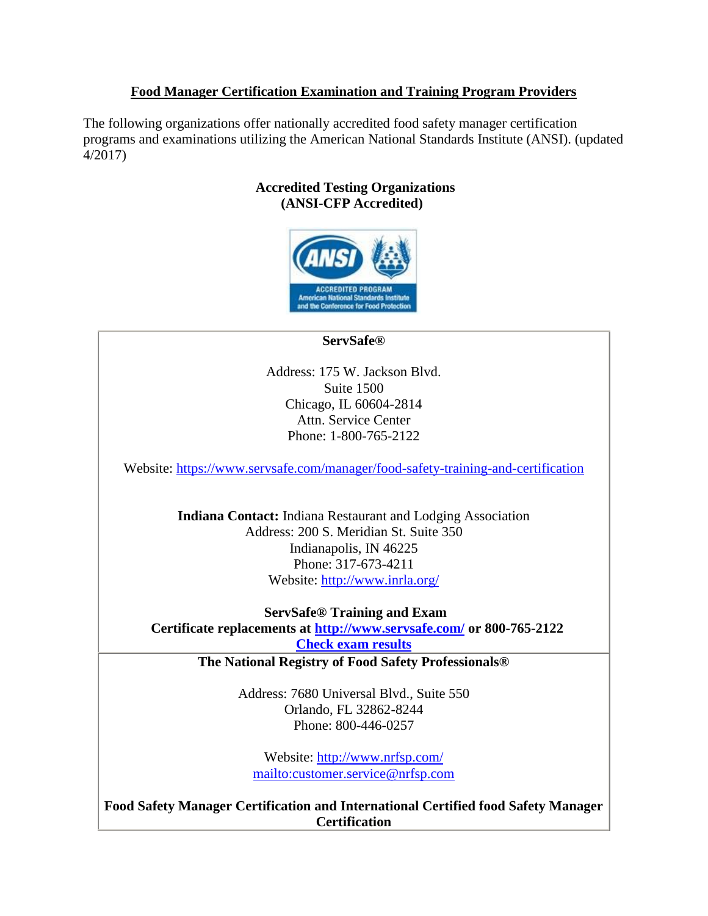# Food Manager Certification Examination and Training Program Providers

The following organizations offer nationally accredited food safety manager certification programs and examinations utilizing the American National Standards Institute (ANSI). (updated 4/2017)

**Accredited Testing Organizations**
**(ANSI-CFP Accredited)**

ANSI
ACCREDITED PROGRAM
American National Standards Institute and the Conference for Food Protection

| |
|---|
| **ServSafe®**<br><br>Address: 175 W. Jackson Blvd.<br>Suite 1500<br>Chicago, IL 60604-2814<br>Attn. Service Center<br>Phone: 1-800-765-2122<br><br>Website: https://www.servsafe.com/manager/food-safety-training-and-certification<br><br>**Indiana Contact:** Indiana Restaurant and Lodging Association<br>Address: 200 S. Meridian St. Suite 350<br>Indianapolis, IN 46225<br>Phone: 317-673-4211<br>Website: http://www.inrla.org/<br><br>**ServSafe® Training and Exam**<br>**Certificate replacements at http://www.servsafe.com/ or 800-765-2122**<br>**Check exam results** |
| **The National Registry of Food Safety Professionals®**<br><br>Address: 7680 Universal Blvd., Suite 550<br>Orlando, FL 32862-8244<br>Phone: 800-446-0257<br><br>Website: http://www.nrfsp.com/<br>mailto:customer.service@nrfsp.com<br><br>**Food Safety Manager Certification and International Certified food Safety Manager Certification** |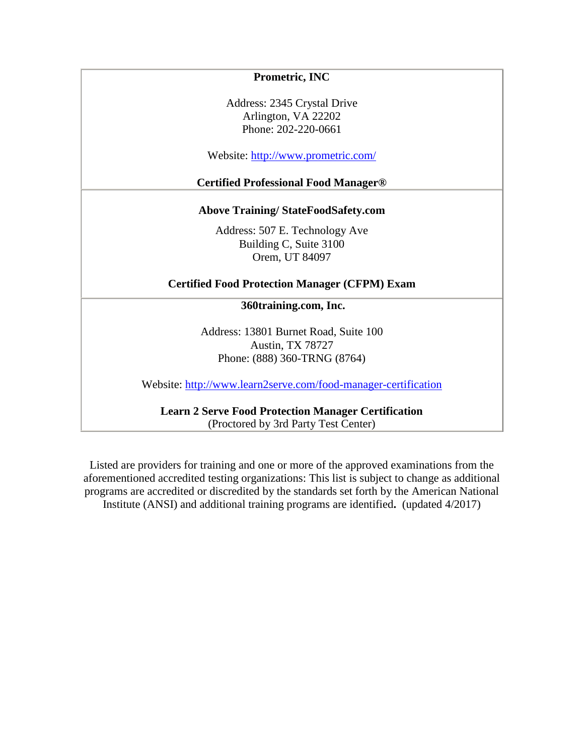| |
|---|
| **Prometric, INC**<br><br>Address: 2345 Crystal Drive<br>Arlington, VA 22202<br>Phone: 202-220-0661<br><br>Website: http://www.prometric.com/<br><br>**Certified Professional Food Manager®** |
| **Above Training/ StateFoodSafety.com**<br><br>Address: 507 E. Technology Ave<br>Building C, Suite 3100<br>Orem, UT 84097<br><br>**Certified Food Protection Manager (CFPM) Exam** |
| **360training.com, Inc.**<br><br>Address: 13801 Burnet Road, Suite 100<br>Austin, TX 78727<br>Phone: (888) 360-TRNG (8764)<br><br>Website: http://www.learn2serve.com/food-manager-certification<br><br>**Learn 2 Serve Food Protection Manager Certification**<br>(Proctored by 3rd Party Test Center) |

Listed are providers for training and one or more of the approved examinations from the aforementioned accredited testing organizations: This list is subject to change as additional programs are accredited or discredited by the standards set forth by the American National Institute (ANSI) and additional training programs are identified**.** (updated 4/2017)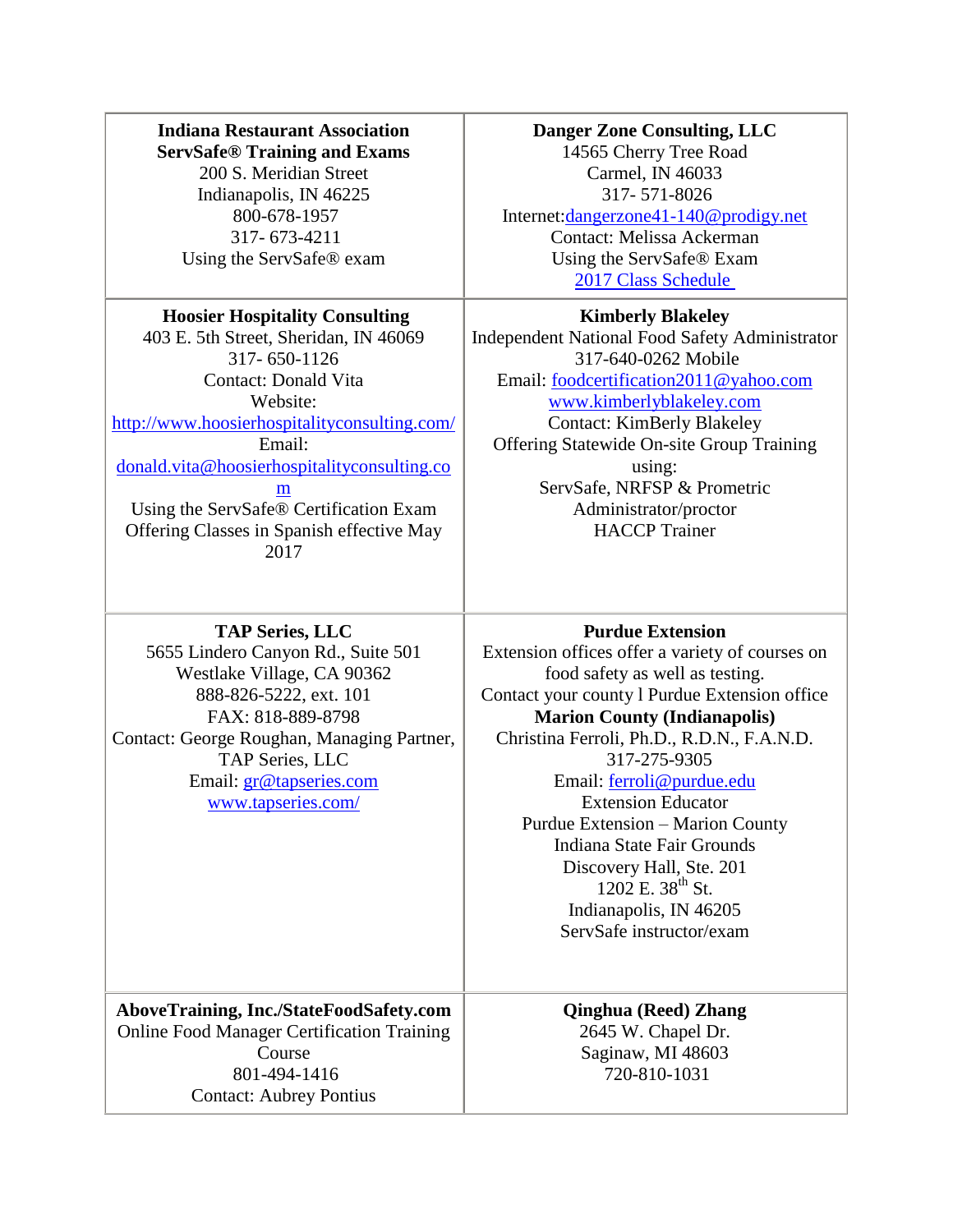| | |
|---|---|
| **Indiana Restaurant Association ServSafe® Training and Exams**<br>200 S. Meridian Street<br>Indianapolis, IN 46225<br>800-678-1957<br>317- 673-4211<br>Using the ServSafe® exam | **Danger Zone Consulting, LLC**<br>14565 Cherry Tree Road<br>Carmel, IN 46033<br>317- 571-8026<br>Internet:dangerzone41-140@prodigy.net<br>Contact: Melissa Ackerman<br>Using the ServSafe® Exam<br>2017 Class Schedule |
| **Hoosier Hospitality Consulting**<br>403 E. 5th Street, Sheridan, IN 46069<br>317- 650-1126<br>Contact: Donald Vita<br>Website:<br>http://www.hoosierhospitalityconsulting.com/<br>Email:<br>donald.vita@hoosierhospitalityconsulting.com<br>Using the ServSafe® Certification Exam<br>Offering Classes in Spanish effective May 2017 | **Kimberly Blakeley**<br>Independent National Food Safety Administrator<br>317-640-0262 Mobile<br>Email: foodcertification2011@yahoo.com<br>www.kimberlyblakeley.com<br>Contact: KimBerly Blakeley<br>Offering Statewide On-site Group Training using:<br>ServSafe, NRFSP & Prometric<br>Administrator/proctor<br>HACCP Trainer |
| **TAP Series, LLC**<br>5655 Lindero Canyon Rd., Suite 501<br>Westlake Village, CA 90362<br>888-826-5222, ext. 101<br>FAX: 818-889-8798<br>Contact: George Roughan, Managing Partner, TAP Series, LLC<br>Email: gr@tapseries.com<br>www.tapseries.com/ | **Purdue Extension**<br>Extension offices offer a variety of courses on food safety as well as testing.<br>Contact your county l Purdue Extension office<br>**Marion County (Indianapolis)**<br>Christina Ferroli, Ph.D., R.D.N., F.A.N.D.<br>317-275-9305<br>Email: ferroli@purdue.edu<br>Extension Educator<br>Purdue Extension – Marion County<br>Indiana State Fair Grounds<br>Discovery Hall, Ste. 201<br>1202 E. 38th St.<br>Indianapolis, IN 46205<br>ServSafe instructor/exam |
| **AboveTraining, Inc./StateFoodSafety.com**<br>Online Food Manager Certification Training Course<br>801-494-1416<br>Contact: Aubrey Pontius | **Qinghua (Reed) Zhang**<br>2645 W. Chapel Dr.<br>Saginaw, MI 48603<br>720-810-1031 |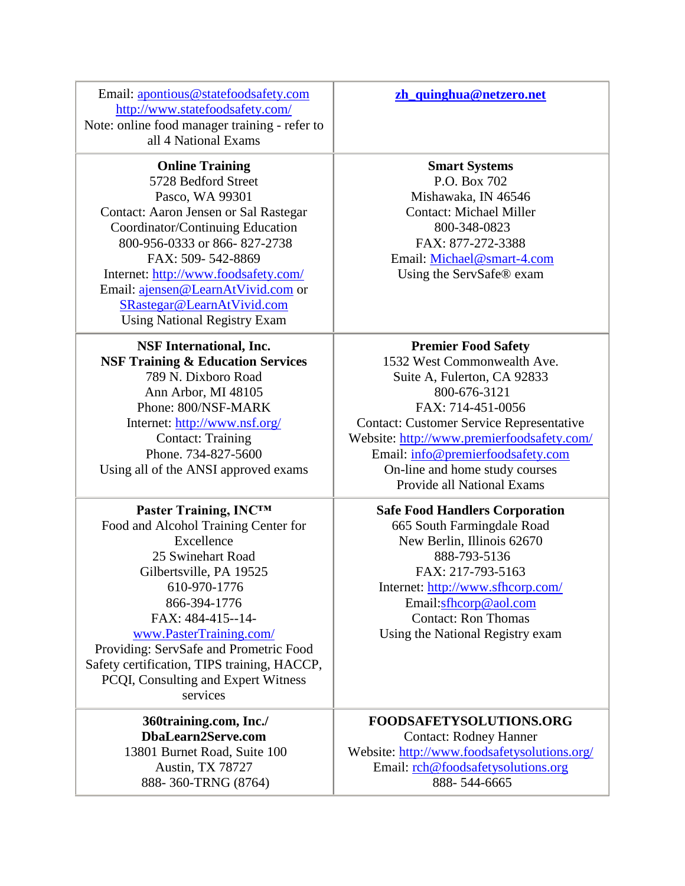| | |
|---|---|
| Email: apontious@statefoodsafety.com<br>http://www.statefoodsafety.com/<br>Note: online food manager training - refer to all 4 National Exams | **zh_quinghua@netzero.net** |
| **Online Training**<br>5728 Bedford Street<br>Pasco, WA 99301<br>Contact: Aaron Jensen or Sal Rastegar<br>Coordinator/Continuing Education<br>800-956-0333 or 866- 827-2738<br>FAX: 509- 542-8869<br>Internet: http://www.foodsafety.com/<br>Email: ajensen@LearnAtVivid.com or SRastegar@LearnAtVivid.com<br>Using National Registry Exam | **Smart Systems**<br>P.O. Box 702<br>Mishawaka, IN 46546<br>Contact: Michael Miller<br>800-348-0823<br>FAX: 877-272-3388<br>Email: Michael@smart-4.com<br>Using the ServSafe® exam |
| **NSF International, Inc.**<br>**NSF Training & Education Services**<br>789 N. Dixboro Road<br>Ann Arbor, MI 48105<br>Phone: 800/NSF-MARK<br>Internet: http://www.nsf.org/<br>Contact: Training<br>Phone. 734-827-5600<br>Using all of the ANSI approved exams | **Premier Food Safety**<br>1532 West Commonwealth Ave.<br>Suite A, Fulerton, CA 92833<br>800-676-3121<br>FAX: 714-451-0056<br>Contact: Customer Service Representative<br>Website: http://www.premierfoodsafety.com/<br>Email: info@premierfoodsafety.com<br>On-line and home study courses<br>Provide all National Exams |
| **Paster Training, INC™**<br>Food and Alcohol Training Center for Excellence<br>25 Swinehart Road<br>Gilbertsville, PA 19525<br>610-970-1776<br>866-394-1776<br>FAX: 484-415--14-<br>www.PasterTraining.com/<br>Providing: ServSafe and Prometric Food Safety certification, TIPS training, HACCP, PCQI, Consulting and Expert Witness services | **Safe Food Handlers Corporation**<br>665 South Farmingdale Road<br>New Berlin, Illinois 62670<br>888-793-5136<br>FAX: 217-793-5163<br>Internet: http://www.sfhcorp.com/<br>Email:sfhcorp@aol.com<br>Contact: Ron Thomas<br>Using the National Registry exam |
| **360training.com, Inc./ DbaLearn2Serve.com**<br>13801 Burnet Road, Suite 100<br>Austin, TX 78727<br>888- 360-TRNG (8764) | **FOODSAFETYSOLUTIONS.ORG**<br>Contact: Rodney Hanner<br>Website: http://www.foodsafetysolutions.org/<br>Email: rch@foodsafetysolutions.org<br>888- 544-6665 |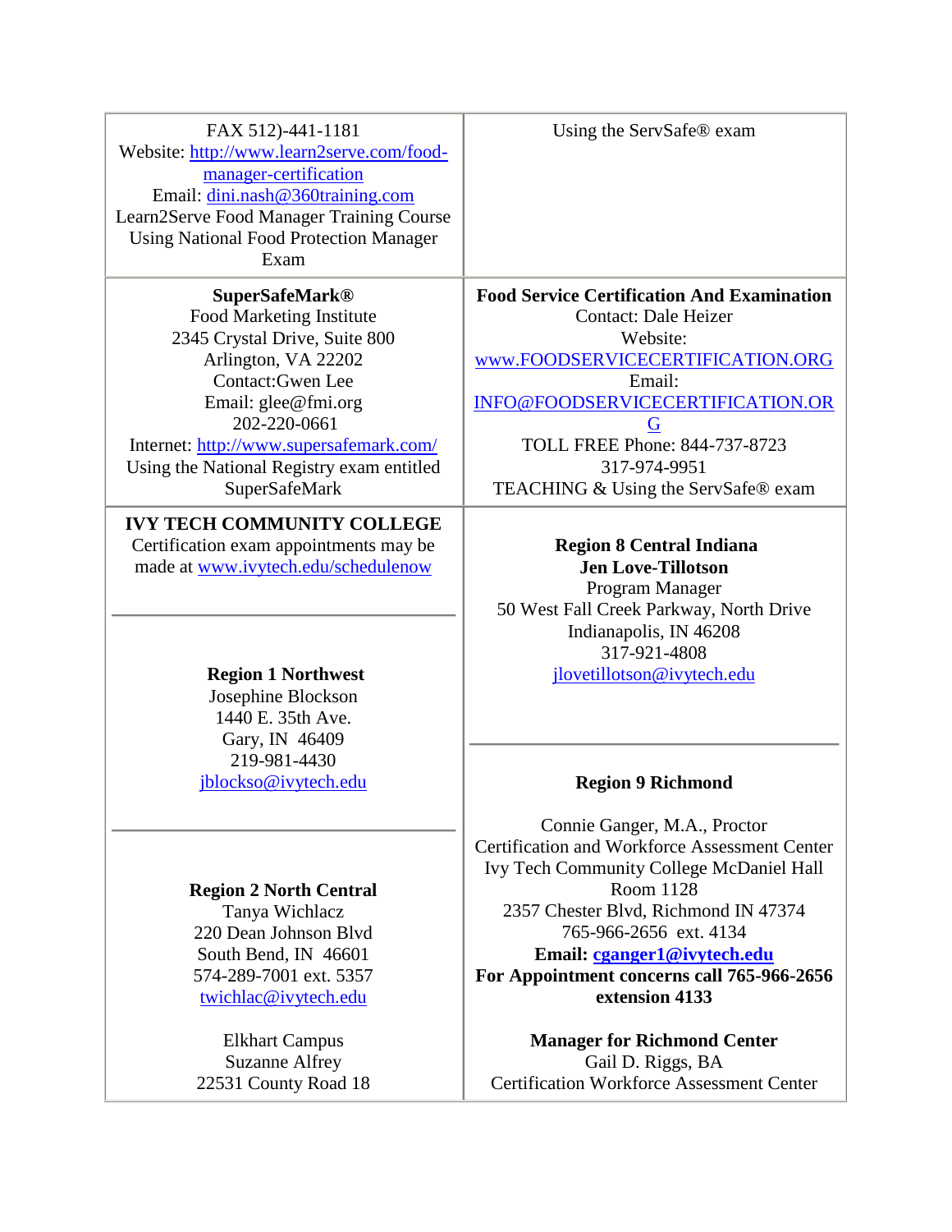| | |
|---|---|
| FAX 512)-441-1181<br>Website: [http://www.learn2serve.com/food-manager-certification](http://www.learn2serve.com/food-manager-certification)<br>Email: [dini.nash@360training.com](mailto:dini.nash@360training.com)<br>Learn2Serve Food Manager Training Course Using National Food Protection Manager Exam | Using the ServSafe® exam |
| **SuperSafeMark®**<br>Food Marketing Institute<br>2345 Crystal Drive, Suite 800<br>Arlington, VA 22202<br>Contact:Gwen Lee<br>Email: glee@fmi.org<br>202-220-0661<br>Internet: [http://www.supersafemark.com/](http://www.supersafemark.com/)<br>Using the National Registry exam entitled SuperSafeMark | **Food Service Certification And Examination**<br>Contact: Dale Heizer<br>Website:<br>[www.FOODSERVICECERTIFICATION.ORG](http://www.FOODSERVICECERTIFICATION.ORG)<br>Email:<br>[INFO@FOODSERVICECERTIFICATION.ORG](mailto:INFO@FOODSERVICECERTIFICATION.ORG)<br>TOLL FREE Phone: 844-737-8723<br>317-974-9951<br>TEACHING & Using the ServSafe® exam |
| **IVY TECH COMMUNITY COLLEGE**<br>Certification exam appointments may be made at [www.ivytech.edu/schedulenow](http://www.ivytech.edu/schedulenow)<br>---<br>**Region 1 Northwest**<br>Josephine Blockson<br>1440 E. 35th Ave.<br>Gary, IN 46409<br>219-981-4430<br>[jblockso@ivytech.edu](mailto:jblockso@ivytech.edu)<br>---<br>**Region 2 North Central**<br>Tanya Wichlacz<br>220 Dean Johnson Blvd<br>South Bend, IN 46601<br>574-289-7001 ext. 5357<br>[twichlac@ivytech.edu](mailto:twichlac@ivytech.edu)<br><br>Elkhart Campus<br>Suzanne Alfrey<br>22531 County Road 18 | **Region 8 Central Indiana**<br>**Jen Love-Tillotson**<br>Program Manager<br>50 West Fall Creek Parkway, North Drive<br>Indianapolis, IN 46208<br>317-921-4808<br>[jlovetillotson@ivytech.edu](mailto:jlovetillotson@ivytech.edu)<br>---<br>**Region 9 Richmond**<br><br>Connie Ganger, M.A., Proctor<br>Certification and Workforce Assessment Center<br>Ivy Tech Community College McDaniel Hall Room 1128<br>2357 Chester Blvd, Richmond IN 47374<br>765-966-2656 ext. 4134<br>**Email: [cganger1@ivytech.edu](mailto:cganger1@ivytech.edu)**<br>**For Appointment concerns call 765-966-2656 extension 4133**<br><br>**Manager for Richmond Center**<br>Gail D. Riggs, BA<br>Certification Workforce Assessment Center |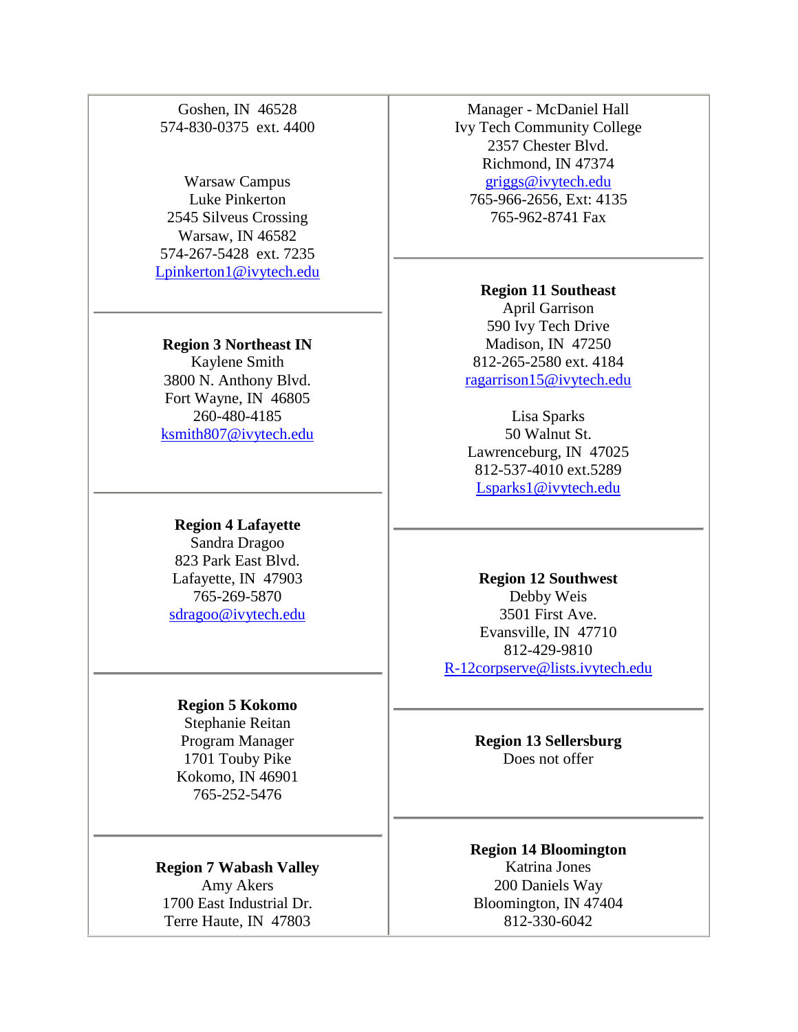Goshen, IN 46528
574-830-0375 ext. 4400

Warsaw Campus
Luke Pinkerton
2545 Silveus Crossing
Warsaw, IN 46582
574-267-5428 ext. 7235
Lpinkerton1@ivytech.edu

---

**Region 3 Northeast IN**
Kaylene Smith
3800 N. Anthony Blvd.
Fort Wayne, IN 46805
260-480-4185
ksmith807@ivytech.edu

---

**Region 4 Lafayette**
Sandra Dragoo
823 Park East Blvd.
Lafayette, IN 47903
765-269-5870
sdragoo@ivytech.edu

---

**Region 5 Kokomo**
Stephanie Reitan
Program Manager
1701 Touby Pike
Kokomo, IN 46901
765-252-5476

---

**Region 7 Wabash Valley**
Amy Akers
1700 East Industrial Dr.
Terre Haute, IN 47803

Manager - McDaniel Hall
Ivy Tech Community College
2357 Chester Blvd.
Richmond, IN 47374
griggs@ivytech.edu
765-966-2656, Ext: 4135
765-962-8741 Fax

---

**Region 11 Southeast**
April Garrison
590 Ivy Tech Drive
Madison, IN 47250
812-265-2580 ext. 4184
ragarrison15@ivytech.edu

Lisa Sparks
50 Walnut St.
Lawrenceburg, IN 47025
812-537-4010 ext.5289
Lsparks1@ivytech.edu

---

**Region 12 Southwest**
Debby Weis
3501 First Ave.
Evansville, IN 47710
812-429-9810
R-12corpserve@lists.ivytech.edu

---

**Region 13 Sellersburg**
Does not offer

---

**Region 14 Bloomington**
Katrina Jones
200 Daniels Way
Bloomington, IN 47404
812-330-6042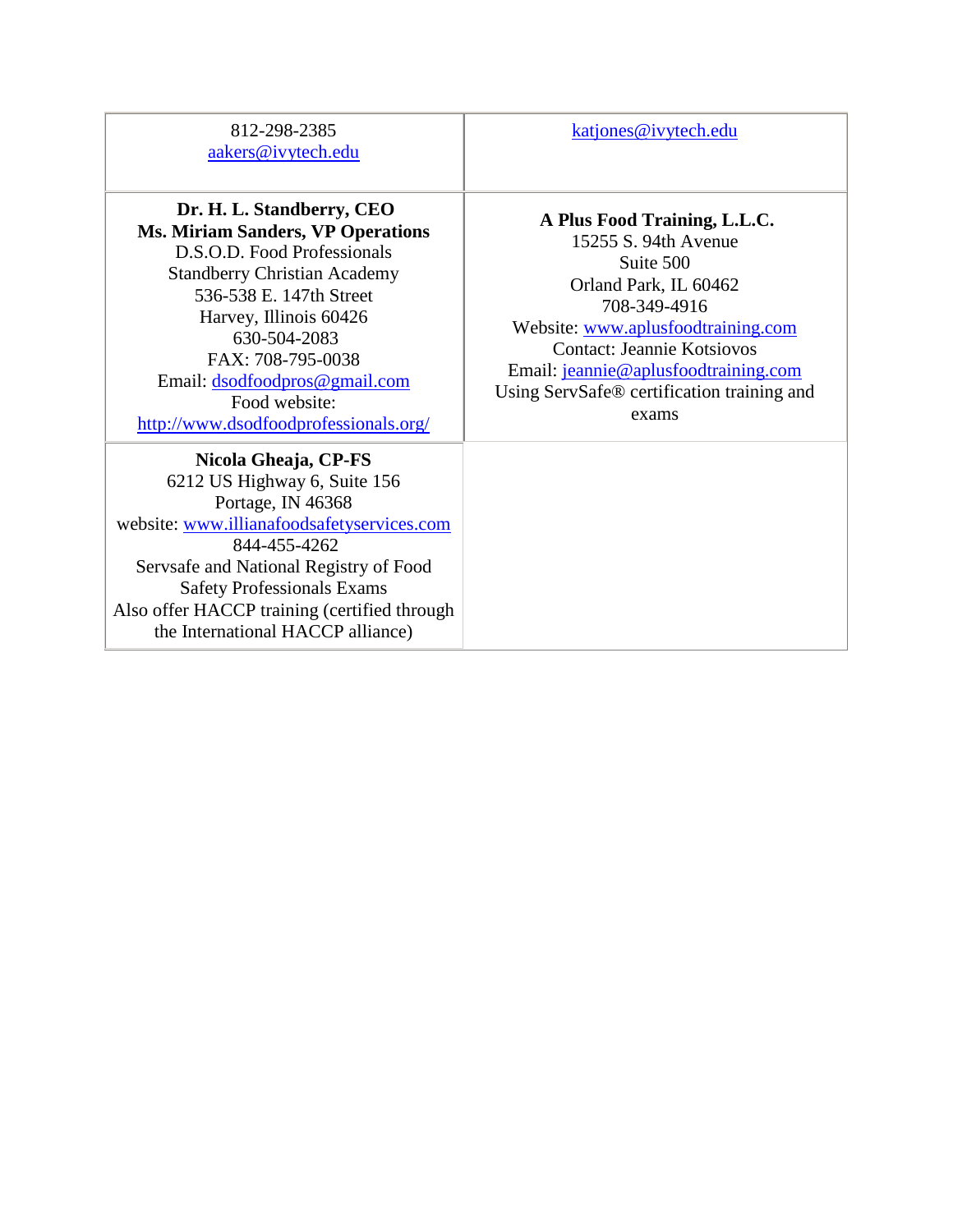| | |
|---|---|
| 812-298-2385<br>aakers@ivytech.edu | katjones@ivytech.edu |
| **Dr. H. L. Standberry, CEO**<br>**Ms. Miriam Sanders, VP Operations**<br>D.S.O.D. Food Professionals<br>Standberry Christian Academy<br>536-538 E. 147th Street<br>Harvey, Illinois 60426<br>630-504-2083<br>FAX: 708-795-0038<br>Email: dsodfoodpros@gmail.com<br>Food website:<br>http://www.dsodfoodprofessionals.org/ | **A Plus Food Training, L.L.C.**<br>15255 S. 94th Avenue<br>Suite 500<br>Orland Park, IL 60462<br>708-349-4916<br>Website: www.aplusfoodtraining.com<br>Contact: Jeannie Kotsiovos<br>Email: jeannie@aplusfoodtraining.com<br>Using ServSafe® certification training and exams |
| **Nicola Gheaja, CP-FS**<br>6212 US Highway 6, Suite 156<br>Portage, IN 46368<br>website: www.illianafoodsafetyservices.com<br>844-455-4262<br>Servsafe and National Registry of Food Safety Professionals Exams<br>Also offer HACCP training (certified through the International HACCP alliance) | |